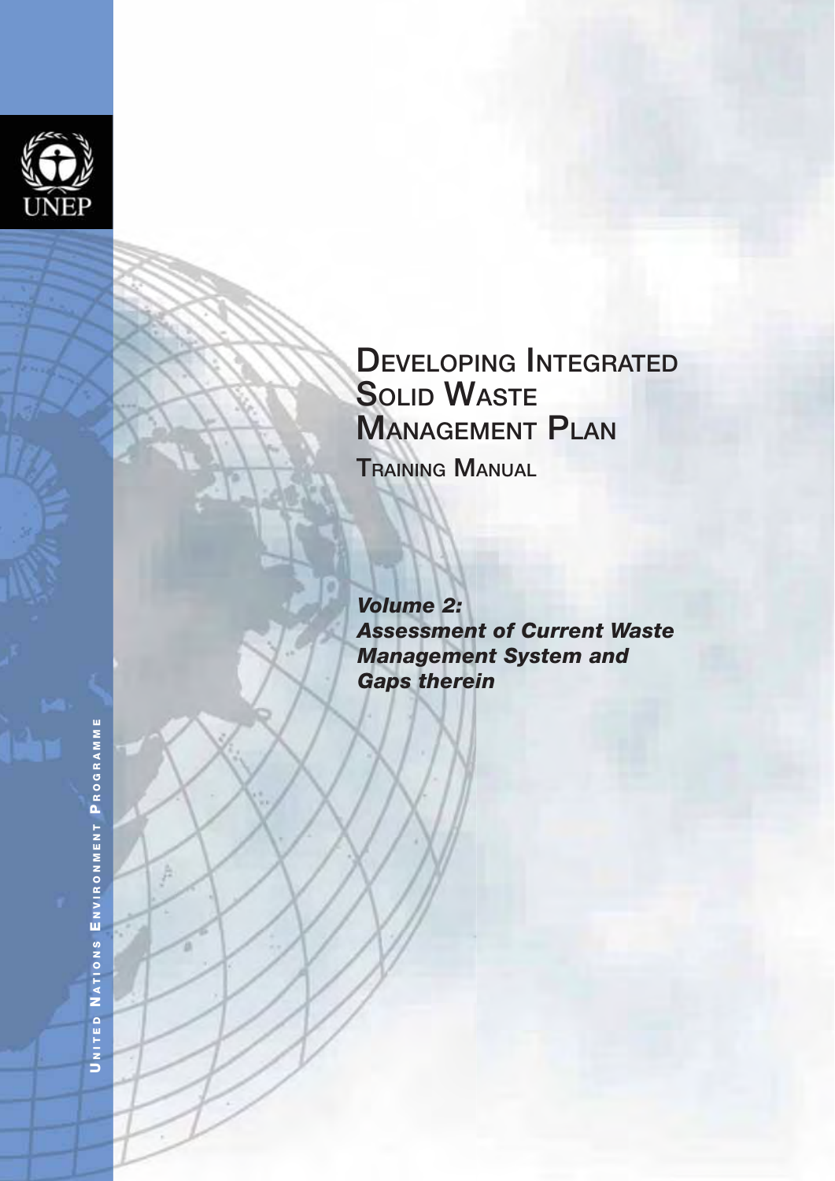UNEP

# Developing Integrated Solid Waste Management Plan

## Training Manual

***Volume 2:***
***Assessment of Current Waste Management System and Gaps therein***

United Nations Environment Programme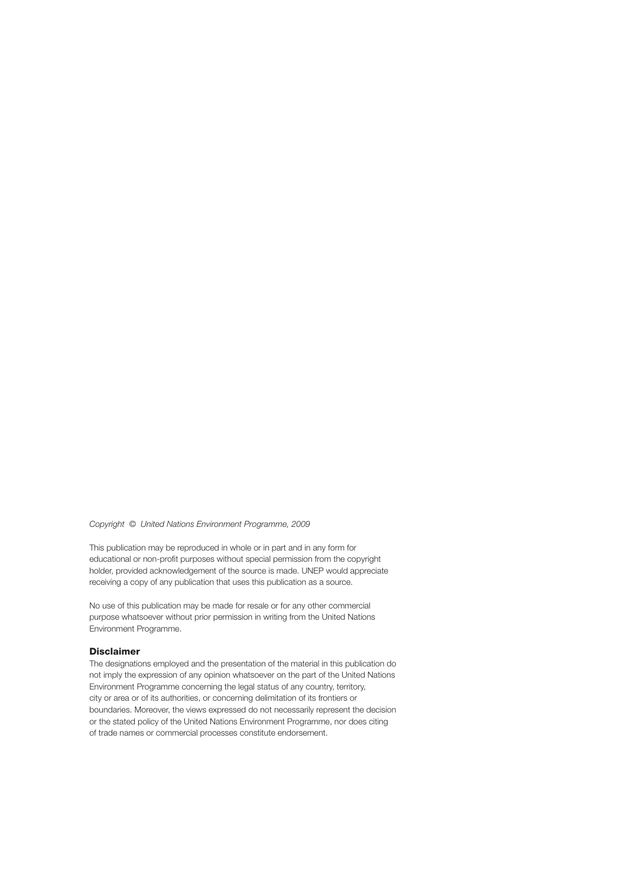*Copyright © United Nations Environment Programme, 2009*

This publication may be reproduced in whole or in part and in any form for educational or non-profit purposes without special permission from the copyright holder, provided acknowledgement of the source is made. UNEP would appreciate receiving a copy of any publication that uses this publication as a source.

No use of this publication may be made for resale or for any other commercial purpose whatsoever without prior permission in writing from the United Nations Environment Programme.

**Disclaimer**

The designations employed and the presentation of the material in this publication do not imply the expression of any opinion whatsoever on the part of the United Nations Environment Programme concerning the legal status of any country, territory, city or area or of its authorities, or concerning delimitation of its frontiers or boundaries. Moreover, the views expressed do not necessarily represent the decision or the stated policy of the United Nations Environment Programme, nor does citing of trade names or commercial processes constitute endorsement.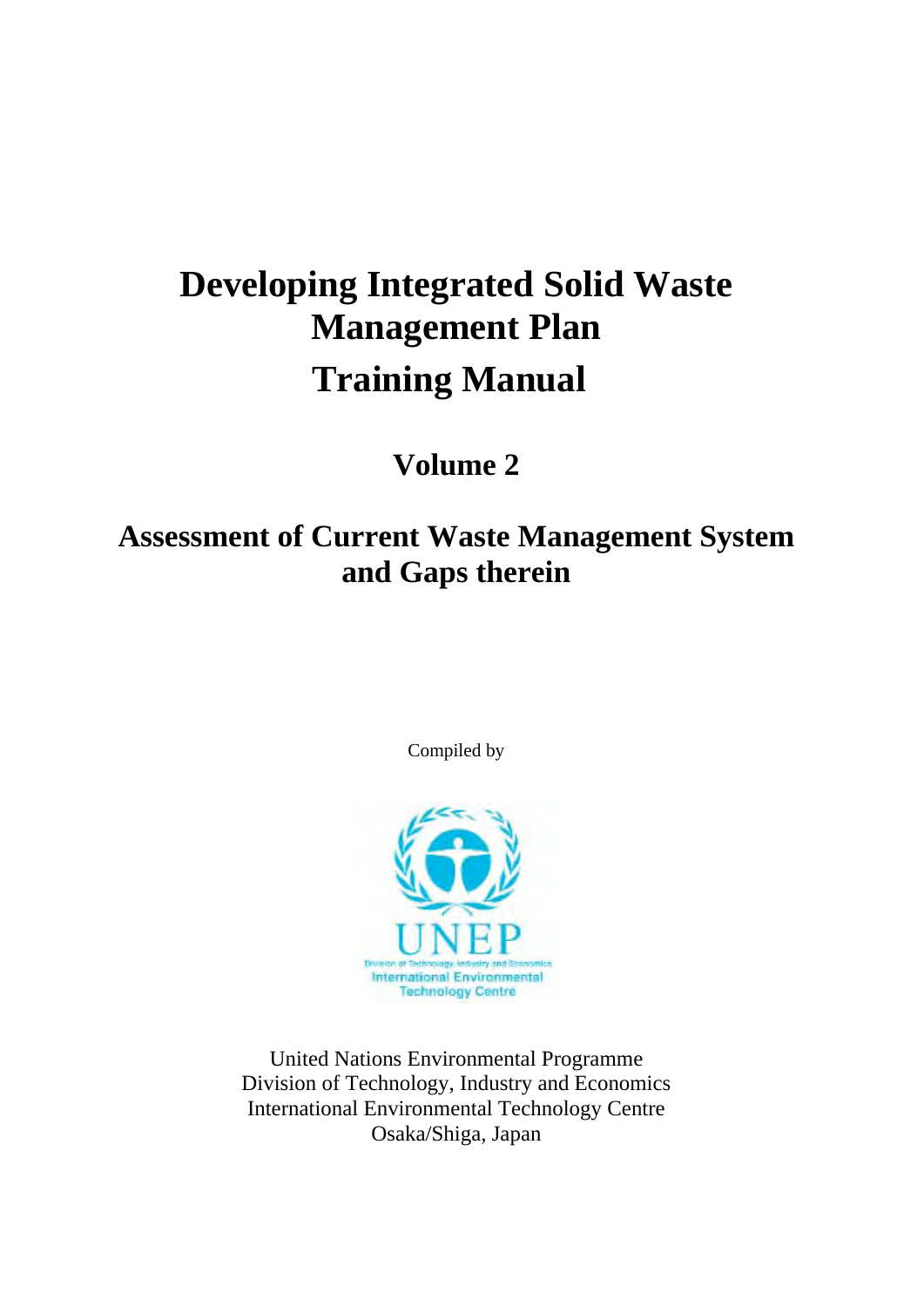# Developing Integrated Solid Waste Management Plan

# Training Manual

## Volume 2

## Assessment of Current Waste Management System and Gaps therein

Compiled by

UNEP
Division of Technology, Industry and Economics
International Environmental Technology Centre

United Nations Environmental Programme
Division of Technology, Industry and Economics
International Environmental Technology Centre
Osaka/Shiga, Japan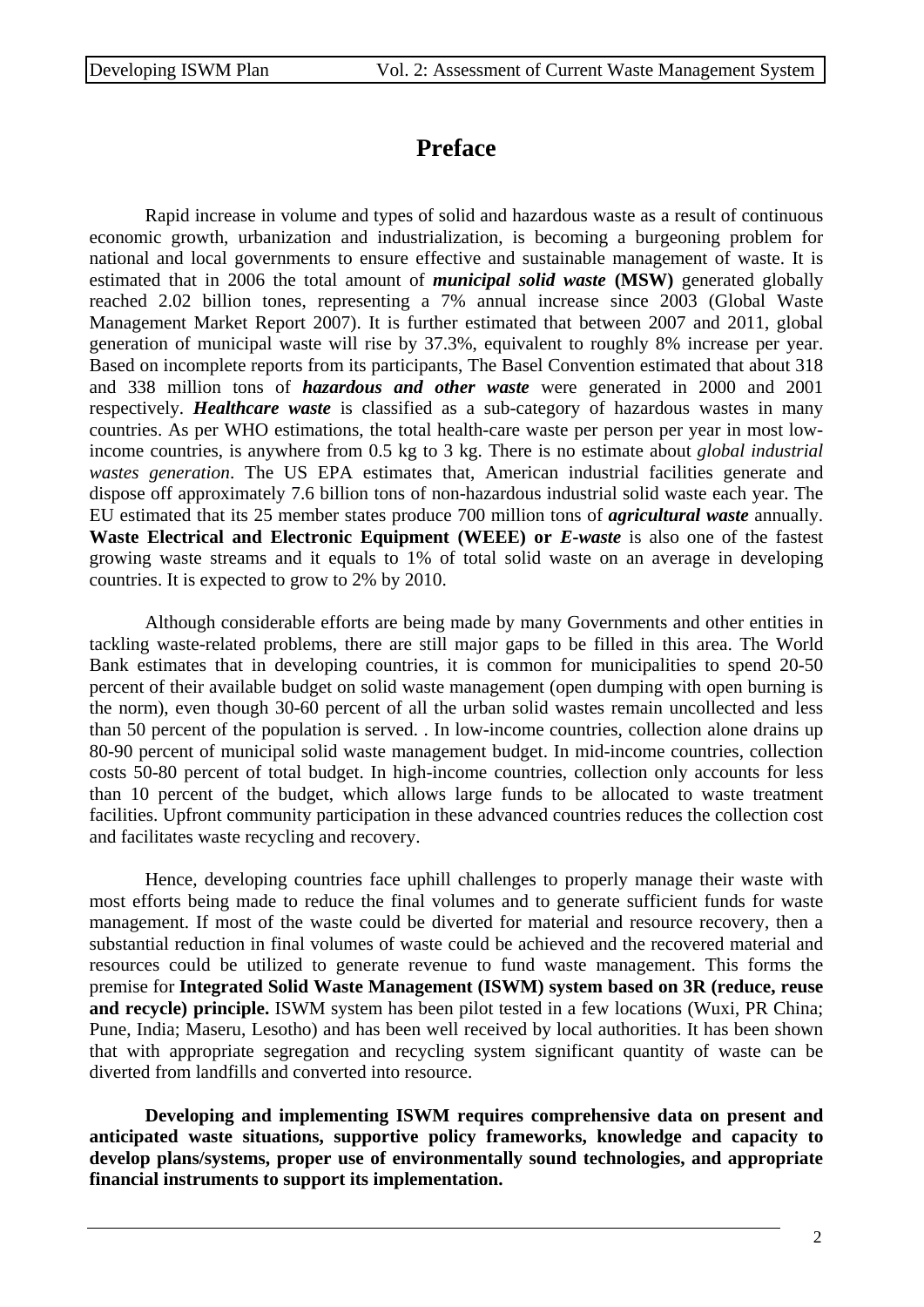# Preface

Rapid increase in volume and types of solid and hazardous waste as a result of continuous economic growth, urbanization and industrialization, is becoming a burgeoning problem for national and local governments to ensure effective and sustainable management of waste. It is estimated that in 2006 the total amount of ***municipal solid waste*** **(MSW)** generated globally reached 2.02 billion tones, representing a 7% annual increase since 2003 (Global Waste Management Market Report 2007). It is further estimated that between 2007 and 2011, global generation of municipal waste will rise by 37.3%, equivalent to roughly 8% increase per year. Based on incomplete reports from its participants, The Basel Convention estimated that about 318 and 338 million tons of ***hazardous and other waste*** were generated in 2000 and 2001 respectively. ***Healthcare waste*** is classified as a sub-category of hazardous wastes in many countries. As per WHO estimations, the total health-care waste per person per year in most low-income countries, is anywhere from 0.5 kg to 3 kg. There is no estimate about *global industrial wastes generation*. The US EPA estimates that, American industrial facilities generate and dispose off approximately 7.6 billion tons of non-hazardous industrial solid waste each year. The EU estimated that its 25 member states produce 700 million tons of ***agricultural waste*** annually. **Waste Electrical and Electronic Equipment (WEEE) or *E-waste*** is also one of the fastest growing waste streams and it equals to 1% of total solid waste on an average in developing countries. It is expected to grow to 2% by 2010.

Although considerable efforts are being made by many Governments and other entities in tackling waste-related problems, there are still major gaps to be filled in this area. The World Bank estimates that in developing countries, it is common for municipalities to spend 20-50 percent of their available budget on solid waste management (open dumping with open burning is the norm), even though 30-60 percent of all the urban solid wastes remain uncollected and less than 50 percent of the population is served. . In low-income countries, collection alone drains up 80-90 percent of municipal solid waste management budget. In mid-income countries, collection costs 50-80 percent of total budget. In high-income countries, collection only accounts for less than 10 percent of the budget, which allows large funds to be allocated to waste treatment facilities. Upfront community participation in these advanced countries reduces the collection cost and facilitates waste recycling and recovery.

Hence, developing countries face uphill challenges to properly manage their waste with most efforts being made to reduce the final volumes and to generate sufficient funds for waste management. If most of the waste could be diverted for material and resource recovery, then a substantial reduction in final volumes of waste could be achieved and the recovered material and resources could be utilized to generate revenue to fund waste management. This forms the premise for **Integrated Solid Waste Management (ISWM) system based on 3R (reduce, reuse and recycle) principle.** ISWM system has been pilot tested in a few locations (Wuxi, PR China; Pune, India; Maseru, Lesotho) and has been well received by local authorities. It has been shown that with appropriate segregation and recycling system significant quantity of waste can be diverted from landfills and converted into resource.

**Developing and implementing ISWM requires comprehensive data on present and anticipated waste situations, supportive policy frameworks, knowledge and capacity to develop plans/systems, proper use of environmentally sound technologies, and appropriate financial instruments to support its implementation.**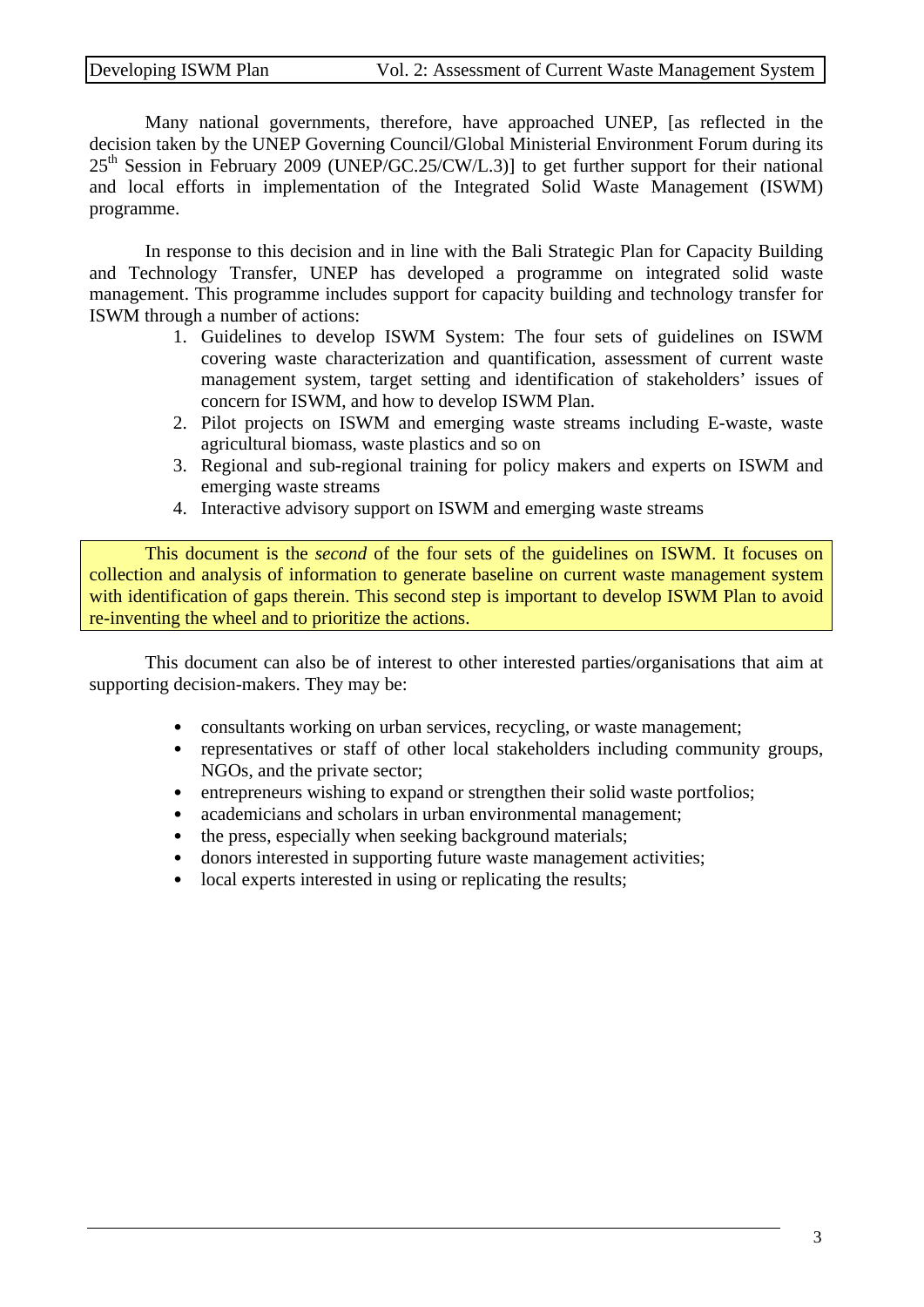Many national governments, therefore, have approached UNEP, [as reflected in the decision taken by the UNEP Governing Council/Global Ministerial Environment Forum during its $25^{th}$ Session in February 2009 (UNEP/GC.25/CW/L.3)] to get further support for their national and local efforts in implementation of the Integrated Solid Waste Management (ISWM) programme.

In response to this decision and in line with the Bali Strategic Plan for Capacity Building and Technology Transfer, UNEP has developed a programme on integrated solid waste management. This programme includes support for capacity building and technology transfer for ISWM through a number of actions:

1. Guidelines to develop ISWM System: The four sets of guidelines on ISWM covering waste characterization and quantification, assessment of current waste management system, target setting and identification of stakeholders' issues of concern for ISWM, and how to develop ISWM Plan.
2. Pilot projects on ISWM and emerging waste streams including E-waste, waste agricultural biomass, waste plastics and so on
3. Regional and sub-regional training for policy makers and experts on ISWM and emerging waste streams
4. Interactive advisory support on ISWM and emerging waste streams

This document is the *second* of the four sets of the guidelines on ISWM. It focuses on collection and analysis of information to generate baseline on current waste management system with identification of gaps therein. This second step is important to develop ISWM Plan to avoid re-inventing the wheel and to prioritize the actions.

This document can also be of interest to other interested parties/organisations that aim at supporting decision-makers. They may be:

- consultants working on urban services, recycling, or waste management;
- representatives or staff of other local stakeholders including community groups, NGOs, and the private sector;
- entrepreneurs wishing to expand or strengthen their solid waste portfolios;
- academicians and scholars in urban environmental management;
- the press, especially when seeking background materials;
- donors interested in supporting future waste management activities;
- local experts interested in using or replicating the results;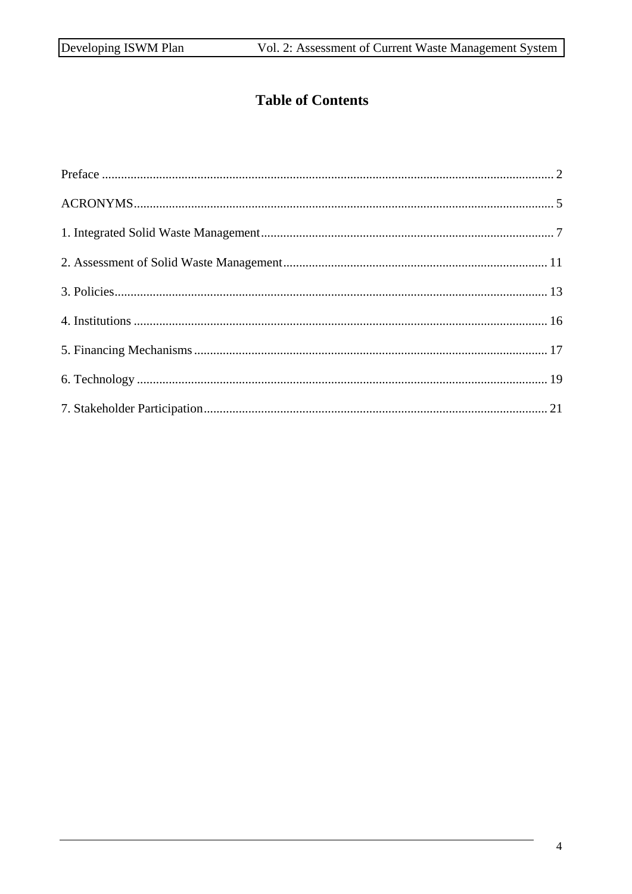# Table of Contents

Preface ........................................................................................................................................ 2

ACRONYMS................................................................................................................................. 5

1. Integrated Solid Waste Management......................................................................................... 7

2. Assessment of Solid Waste Management.................................................................................. 11

3. Policies..................................................................................................................................... 13

4. Institutions ............................................................................................................................... 16

5. Financing Mechanisms ............................................................................................................ 17

6. Technology .............................................................................................................................. 19

7. Stakeholder Participation......................................................................................................... 21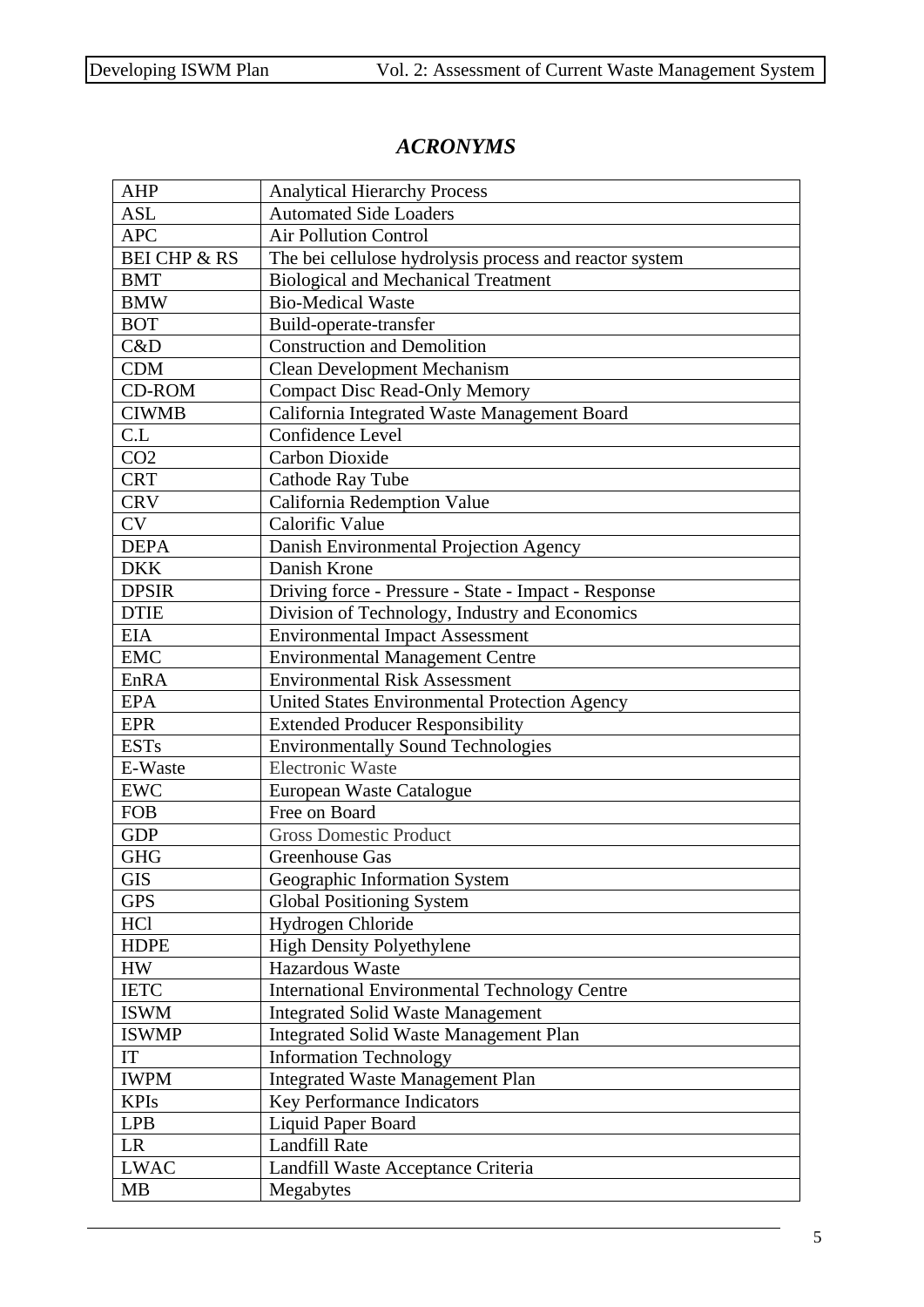# *ACRONYMS*

| AHP | Analytical Hierarchy Process |
|---|---|
| ASL | Automated Side Loaders |
| APC | Air Pollution Control |
| BEI CHP & RS | The bei cellulose hydrolysis process and reactor system |
| BMT | Biological and Mechanical Treatment |
| BMW | Bio-Medical Waste |
| BOT | Build-operate-transfer |
| C&D | Construction and Demolition |
| CDM | Clean Development Mechanism |
| CD-ROM | Compact Disc Read-Only Memory |
| CIWMB | California Integrated Waste Management Board |
| C.L | Confidence Level |
| $CO_2$ | Carbon Dioxide |
| CRT | Cathode Ray Tube |
| CRV | California Redemption Value |
| CV | Calorific Value |
| DEPA | Danish Environmental Projection Agency |
| DKK | Danish Krone |
| DPSIR | Driving force - Pressure - State - Impact - Response |
| DTIE | Division of Technology, Industry and Economics |
| EIA | Environmental Impact Assessment |
| EMC | Environmental Management Centre |
| EnRA | Environmental Risk Assessment |
| EPA | United States Environmental Protection Agency |
| EPR | Extended Producer Responsibility |
| ESTs | Environmentally Sound Technologies |
| E-Waste | Electronic Waste |
| EWC | European Waste Catalogue |
| FOB | Free on Board |
| GDP | Gross Domestic Product |
| GHG | Greenhouse Gas |
| GIS | Geographic Information System |
| GPS | Global Positioning System |
| HCl | Hydrogen Chloride |
| HDPE | High Density Polyethylene |
| HW | Hazardous Waste |
| IETC | International Environmental Technology Centre |
| ISWM | Integrated Solid Waste Management |
| ISWMP | Integrated Solid Waste Management Plan |
| IT | Information Technology |
| IWPM | Integrated Waste Management Plan |
| KPIs | Key Performance Indicators |
| LPB | Liquid Paper Board |
| LR | Landfill Rate |
| LWAC | Landfill Waste Acceptance Criteria |
| MB | Megabytes |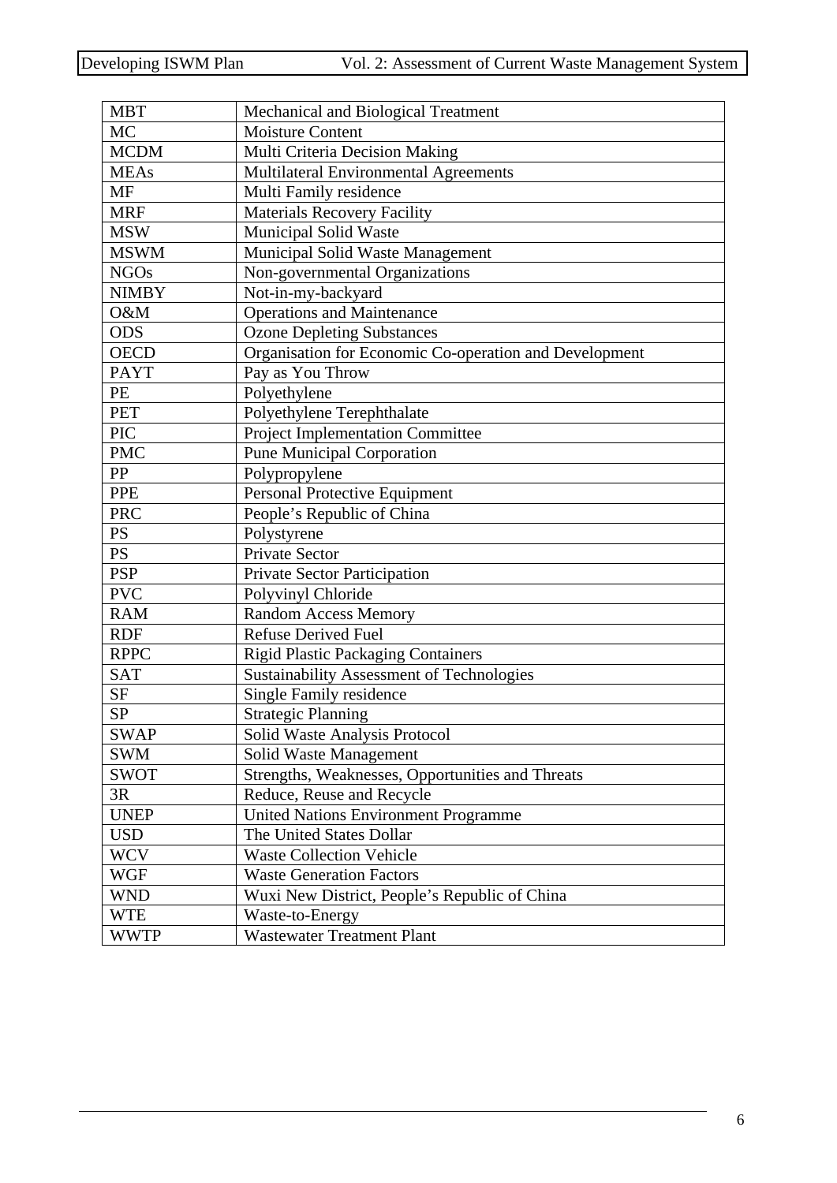| MBT | Mechanical and Biological Treatment |
|---|---|
| MC | Moisture Content |
| MCDM | Multi Criteria Decision Making |
| MEAs | Multilateral Environmental Agreements |
| MF | Multi Family residence |
| MRF | Materials Recovery Facility |
| MSW | Municipal Solid Waste |
| MSWM | Municipal Solid Waste Management |
| NGOs | Non-governmental Organizations |
| NIMBY | Not-in-my-backyard |
| O&M | Operations and Maintenance |
| ODS | Ozone Depleting Substances |
| OECD | Organisation for Economic Co-operation and Development |
| PAYT | Pay as You Throw |
| PE | Polyethylene |
| PET | Polyethylene Terephthalate |
| PIC | Project Implementation Committee |
| PMC | Pune Municipal Corporation |
| PP | Polypropylene |
| PPE | Personal Protective Equipment |
| PRC | People's Republic of China |
| PS | Polystyrene |
| PS | Private Sector |
| PSP | Private Sector Participation |
| PVC | Polyvinyl Chloride |
| RAM | Random Access Memory |
| RDF | Refuse Derived Fuel |
| RPPC | Rigid Plastic Packaging Containers |
| SAT | Sustainability Assessment of Technologies |
| SF | Single Family residence |
| SP | Strategic Planning |
| SWAP | Solid Waste Analysis Protocol |
| SWM | Solid Waste Management |
| SWOT | Strengths, Weaknesses, Opportunities and Threats |
| 3R | Reduce, Reuse and Recycle |
| UNEP | United Nations Environment Programme |
| USD | The United States Dollar |
| WCV | Waste Collection Vehicle |
| WGF | Waste Generation Factors |
| WND | Wuxi New District, People's Republic of China |
| WTE | Waste-to-Energy |
| WWTP | Wastewater Treatment Plant |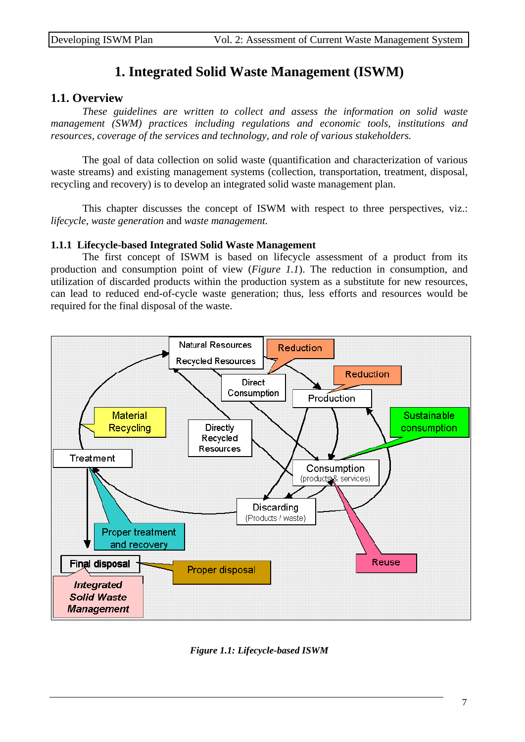# 1. Integrated Solid Waste Management (ISWM)

## 1.1. Overview

*These guidelines are written to collect and assess the information on solid waste management (SWM) practices including regulations and economic tools, institutions and resources, coverage of the services and technology, and role of various stakeholders.*

The goal of data collection on solid waste (quantification and characterization of various waste streams) and existing management systems (collection, transportation, treatment, disposal, recycling and recovery) is to develop an integrated solid waste management plan.

This chapter discusses the concept of ISWM with respect to three perspectives, viz.: *lifecycle*, *waste generation* and *waste management.*

### 1.1.1 Lifecycle-based Integrated Solid Waste Management

The first concept of ISWM is based on lifecycle assessment of a product from its production and consumption point of view (*Figure 1.1*). The reduction in consumption, and utilization of discarded products within the production system as a substitute for new resources, can lead to reduced end-of-cycle waste generation; thus, less efforts and resources would be required for the final disposal of the waste.

*Figure 1.1: Lifecycle-based ISWM*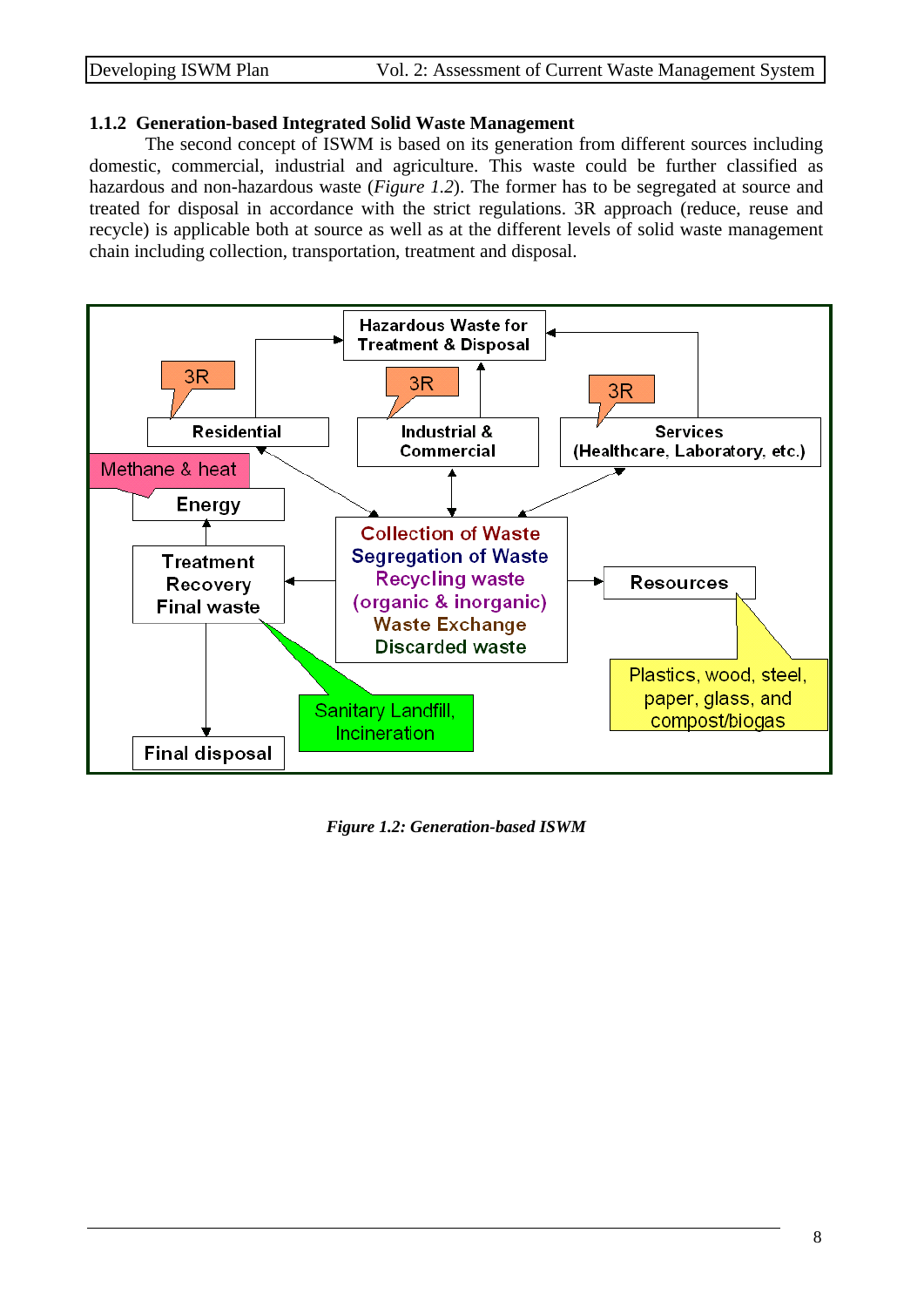### 1.1.2 Generation-based Integrated Solid Waste Management

The second concept of ISWM is based on its generation from different sources including domestic, commercial, industrial and agriculture. This waste could be further classified as hazardous and non-hazardous waste (*Figure 1.2*). The former has to be segregated at source and treated for disposal in accordance with the strict regulations. 3R approach (reduce, reuse and recycle) is applicable both at source as well as at the different levels of solid waste management chain including collection, transportation, treatment and disposal.

***Figure 1.2: Generation-based ISWM***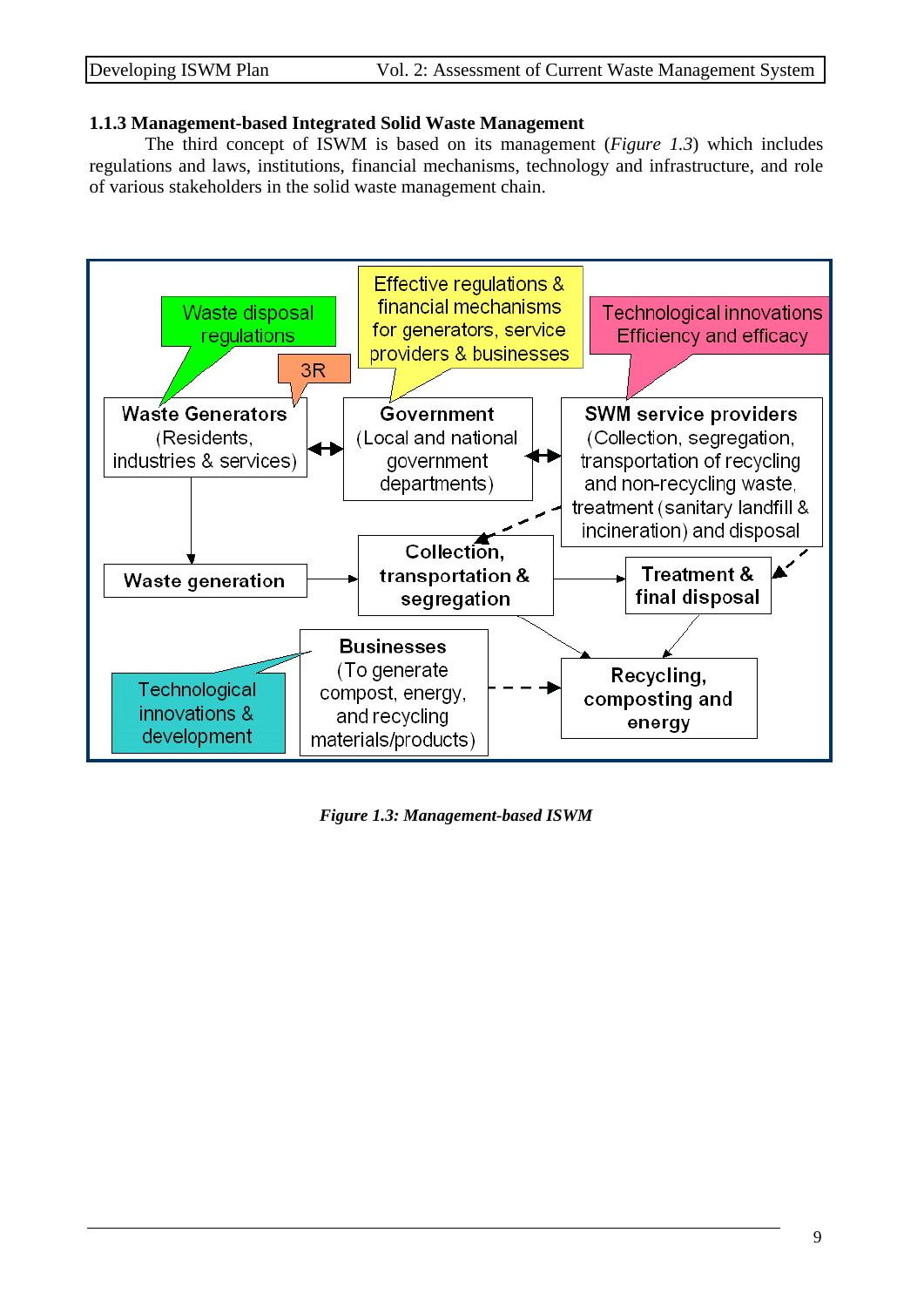### 1.1.3 Management-based Integrated Solid Waste Management

The third concept of ISWM is based on its management (*Figure 1.3*) which includes regulations and laws, institutions, financial mechanisms, technology and infrastructure, and role of various stakeholders in the solid waste management chain.

*Figure 1.3: Management-based ISWM*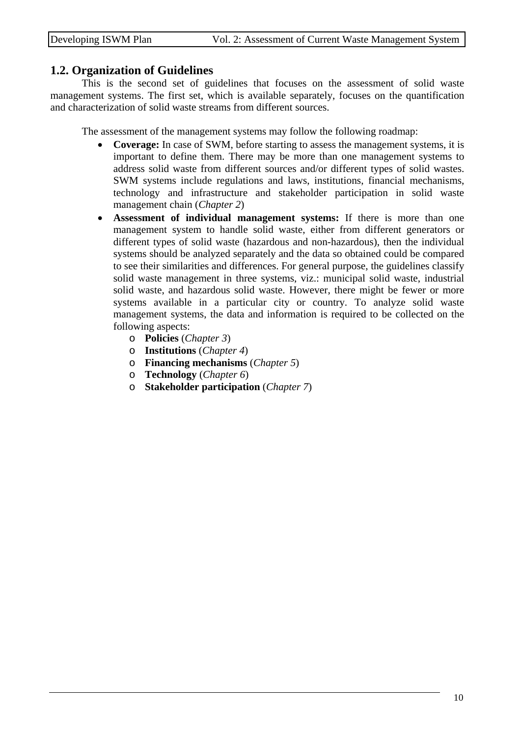## 1.2. Organization of Guidelines

This is the second set of guidelines that focuses on the assessment of solid waste management systems. The first set, which is available separately, focuses on the quantification and characterization of solid waste streams from different sources.

The assessment of the management systems may follow the following roadmap:

- **Coverage:** In case of SWM, before starting to assess the management systems, it is important to define them. There may be more than one management systems to address solid waste from different sources and/or different types of solid wastes. SWM systems include regulations and laws, institutions, financial mechanisms, technology and infrastructure and stakeholder participation in solid waste management chain (*Chapter 2*)
- **Assessment of individual management systems:** If there is more than one management system to handle solid waste, either from different generators or different types of solid waste (hazardous and non-hazardous), then the individual systems should be analyzed separately and the data so obtained could be compared to see their similarities and differences. For general purpose, the guidelines classify solid waste management in three systems, viz.: municipal solid waste, industrial solid waste, and hazardous solid waste. However, there might be fewer or more systems available in a particular city or country. To analyze solid waste management systems, the data and information is required to be collected on the following aspects:
  - **Policies** (*Chapter 3*)
  - **Institutions** (*Chapter 4*)
  - **Financing mechanisms** (*Chapter 5*)
  - **Technology** (*Chapter 6*)
  - **Stakeholder participation** (*Chapter 7*)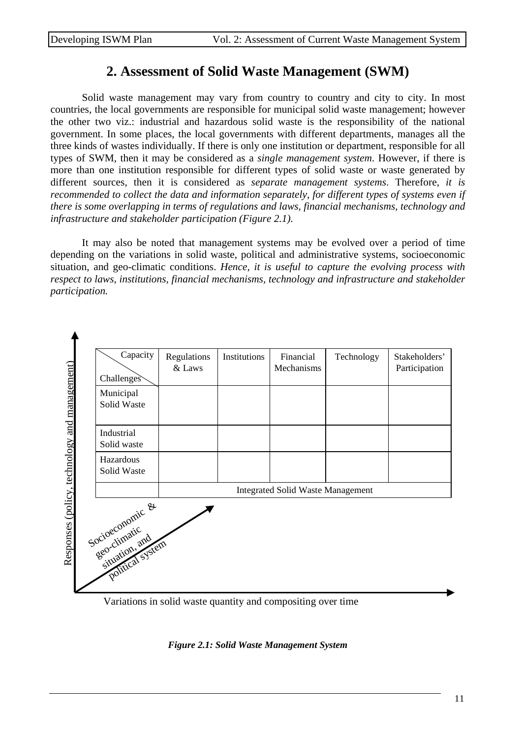# 2. Assessment of Solid Waste Management (SWM)

Solid waste management may vary from country to country and city to city. In most countries, the local governments are responsible for municipal solid waste management; however the other two viz.: industrial and hazardous solid waste is the responsibility of the national government. In some places, the local governments with different departments, manages all the three kinds of wastes individually. If there is only one institution or department, responsible for all types of SWM, then it may be considered as a *single management system*. However, if there is more than one institution responsible for different types of solid waste or waste generated by different sources, then it is considered as *separate management systems*. Therefore, *it is recommended to collect the data and information separately, for different types of systems even if there is some overlapping in terms of regulations and laws, financial mechanisms, technology and infrastructure and stakeholder participation (Figure 2.1).*

It may also be noted that management systems may be evolved over a period of time depending on the variations in solid waste, political and administrative systems, socioeconomic situation, and geo-climatic conditions. *Hence, it is useful to capture the evolving process with respect to laws, institutions, financial mechanisms, technology and infrastructure and stakeholder participation.*

| Capacity / Challenges | Regulations & Laws | Institutions | Financial Mechanisms | Technology | Stakeholders' Participation |
|---|---|---|---|---|---|
| Municipal Solid Waste | | | | | |
| Industrial Solid waste | | | | | |
| Hazardous Solid Waste | | | | | |
| | Integrated Solid Waste Management | | | | |

Responses (policy, technology and management)

Socioeconomic & geo-climatic situation, and political system

Variations in solid waste quantity and compositing over time

***Figure 2.1: Solid Waste Management System***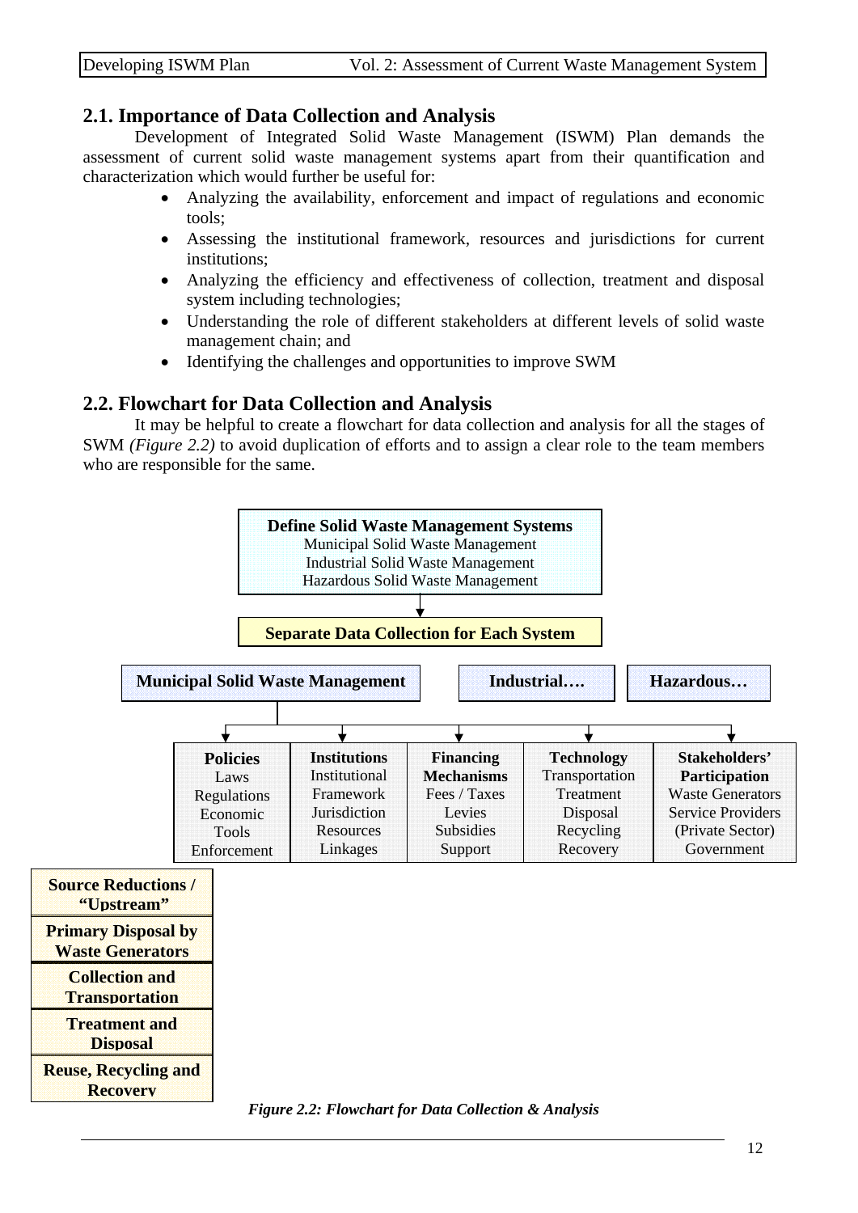## 2.1. Importance of Data Collection and Analysis

Development of Integrated Solid Waste Management (ISWM) Plan demands the assessment of current solid waste management systems apart from their quantification and characterization which would further be useful for:

- Analyzing the availability, enforcement and impact of regulations and economic tools;
- Assessing the institutional framework, resources and jurisdictions for current institutions;
- Analyzing the efficiency and effectiveness of collection, treatment and disposal system including technologies;
- Understanding the role of different stakeholders at different levels of solid waste management chain; and
- Identifying the challenges and opportunities to improve SWM

## 2.2. Flowchart for Data Collection and Analysis

It may be helpful to create a flowchart for data collection and analysis for all the stages of SWM *(Figure 2.2)* to avoid duplication of efforts and to assign a clear role to the team members who are responsible for the same.

**Define Solid Waste Management Systems**
Municipal Solid Waste Management
Industrial Solid Waste Management
Hazardous Solid Waste Management

↓

**Separate Data Collection for Each System**

**Municipal Solid Waste Management** | **Industrial….** | **Hazardous…**

| | **Policies** | **Institutions** | **Financing Mechanisms** | **Technology** | **Stakeholders' Participation** |
|---|---|---|---|---|---|
| | Laws<br>Regulations<br>Economic<br>Tools<br>Enforcement | Institutional<br>Framework<br>Jurisdiction<br>Resources<br>Linkages | Fees / Taxes<br>Levies<br>Subsidies<br>Support | Transportation<br>Treatment<br>Disposal<br>Recycling<br>Recovery | Waste Generators<br>Service Providers<br>(Private Sector)<br>Government |
| **Source Reductions / "Upstream"** | | | | | |
| **Primary Disposal by Waste Generators** | | | | | |
| **Collection and Transportation** | | | | | |
| **Treatment and Disposal** | | | | | |
| **Reuse, Recycling and Recovery** | | | | | |

*Figure 2.2: Flowchart for Data Collection & Analysis*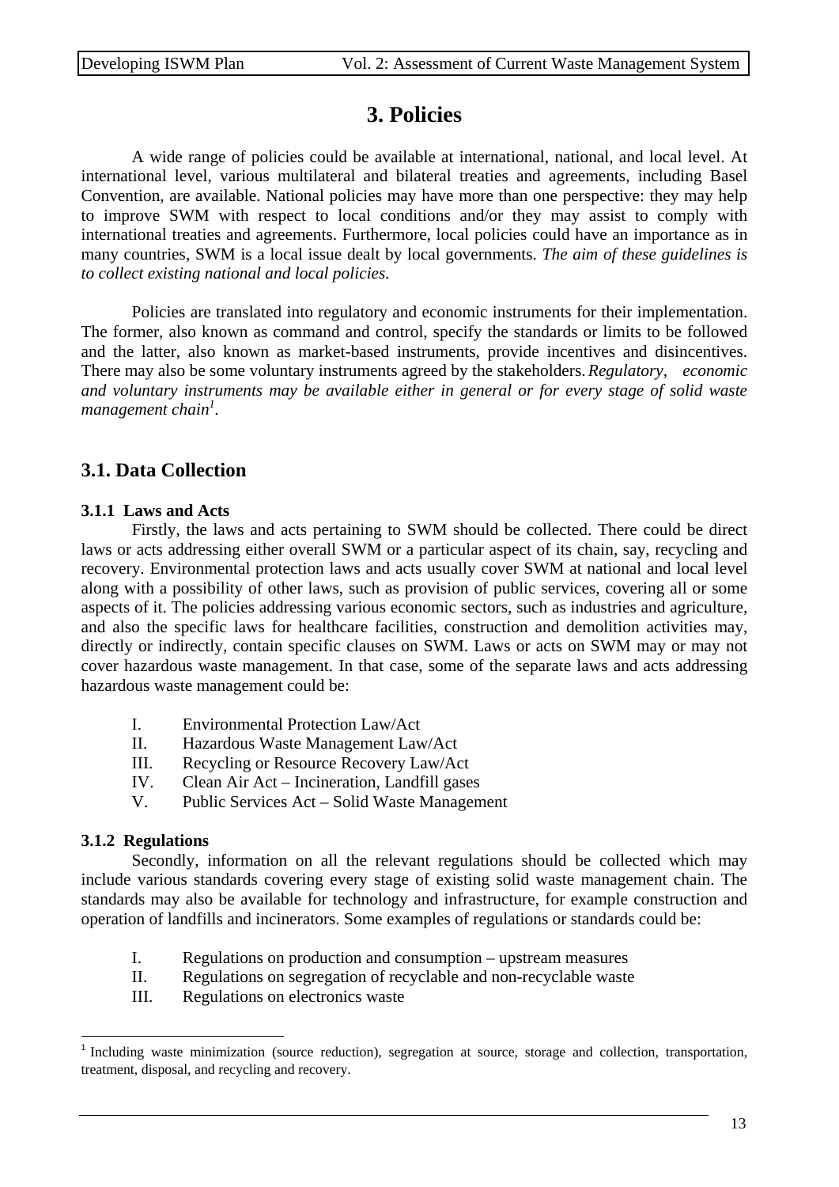# 3. Policies

A wide range of policies could be available at international, national, and local level. At international level, various multilateral and bilateral treaties and agreements, including Basel Convention, are available. National policies may have more than one perspective: they may help to improve SWM with respect to local conditions and/or they may assist to comply with international treaties and agreements. Furthermore, local policies could have an importance as in many countries, SWM is a local issue dealt by local governments. *The aim of these guidelines is to collect existing national and local policies.*

Policies are translated into regulatory and economic instruments for their implementation. The former, also known as command and control, specify the standards or limits to be followed and the latter, also known as market-based instruments, provide incentives and disincentives. There may also be some voluntary instruments agreed by the stakeholders. *Regulatory, economic and voluntary instruments may be available either in general or for every stage of solid waste management chain*[1].

## 3.1. Data Collection

### 3.1.1 Laws and Acts

Firstly, the laws and acts pertaining to SWM should be collected. There could be direct laws or acts addressing either overall SWM or a particular aspect of its chain, say, recycling and recovery. Environmental protection laws and acts usually cover SWM at national and local level along with a possibility of other laws, such as provision of public services, covering all or some aspects of it. The policies addressing various economic sectors, such as industries and agriculture, and also the specific laws for healthcare facilities, construction and demolition activities may, directly or indirectly, contain specific clauses on SWM. Laws or acts on SWM may or may not cover hazardous waste management. In that case, some of the separate laws and acts addressing hazardous waste management could be:

I. Environmental Protection Law/Act
II. Hazardous Waste Management Law/Act
III. Recycling or Resource Recovery Law/Act
IV. Clean Air Act – Incineration, Landfill gases
V. Public Services Act – Solid Waste Management

### 3.1.2 Regulations

Secondly, information on all the relevant regulations should be collected which may include various standards covering every stage of existing solid waste management chain. The standards may also be available for technology and infrastructure, for example construction and operation of landfills and incinerators. Some examples of regulations or standards could be:

I. Regulations on production and consumption – upstream measures
II. Regulations on segregation of recyclable and non-recyclable waste
III. Regulations on electronics waste

[1] Including waste minimization (source reduction), segregation at source, storage and collection, transportation, treatment, disposal, and recycling and recovery.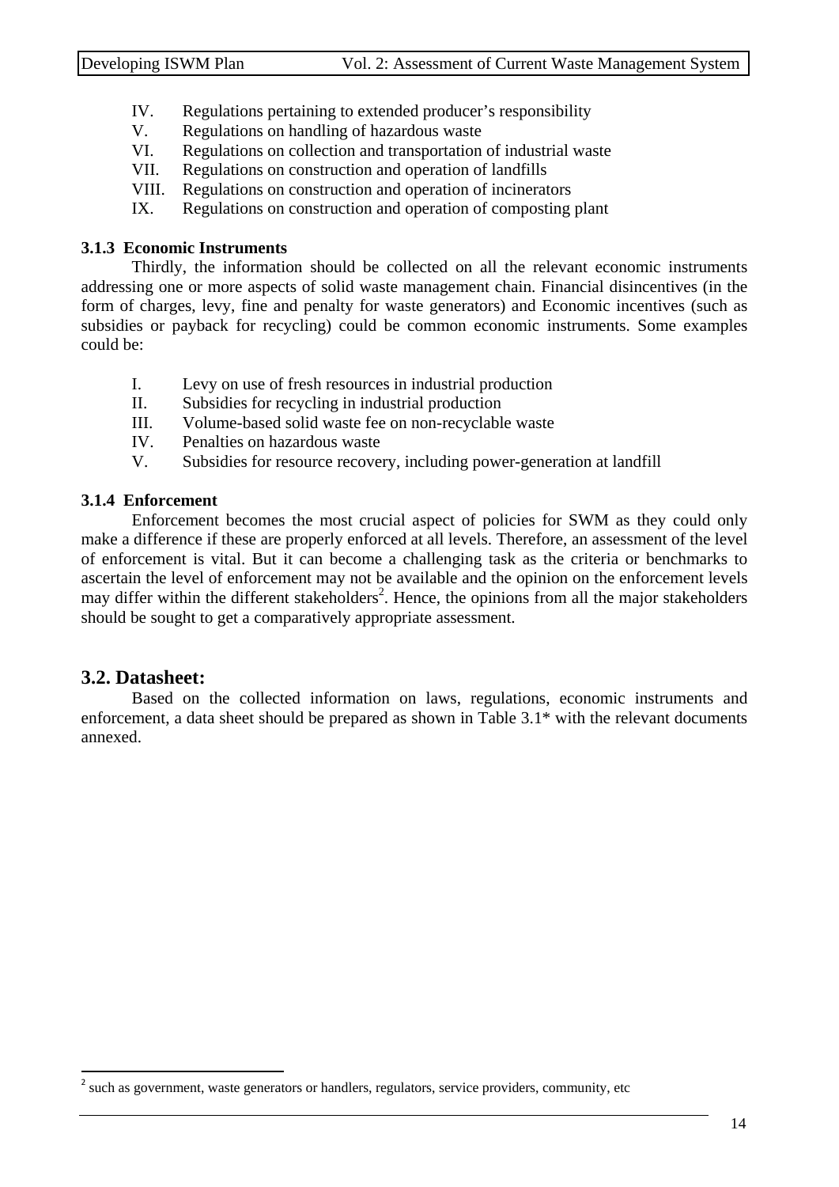IV. Regulations pertaining to extended producer's responsibility
V. Regulations on handling of hazardous waste
VI. Regulations on collection and transportation of industrial waste
VII. Regulations on construction and operation of landfills
VIII. Regulations on construction and operation of incinerators
IX. Regulations on construction and operation of composting plant

### 3.1.3 Economic Instruments

Thirdly, the information should be collected on all the relevant economic instruments addressing one or more aspects of solid waste management chain. Financial disincentives (in the form of charges, levy, fine and penalty for waste generators) and Economic incentives (such as subsidies or payback for recycling) could be common economic instruments. Some examples could be:

I. Levy on use of fresh resources in industrial production
II. Subsidies for recycling in industrial production
III. Volume-based solid waste fee on non-recyclable waste
IV. Penalties on hazardous waste
V. Subsidies for resource recovery, including power-generation at landfill

### 3.1.4 Enforcement

Enforcement becomes the most crucial aspect of policies for SWM as they could only make a difference if these are properly enforced at all levels. Therefore, an assessment of the level of enforcement is vital. But it can become a challenging task as the criteria or benchmarks to ascertain the level of enforcement may not be available and the opinion on the enforcement levels may differ within the different stakeholders[2]. Hence, the opinions from all the major stakeholders should be sought to get a comparatively appropriate assessment.

## 3.2. Datasheet:

Based on the collected information on laws, regulations, economic instruments and enforcement, a data sheet should be prepared as shown in Table 3.1* with the relevant documents annexed.

---

[2] such as government, waste generators or handlers, regulators, service providers, community, etc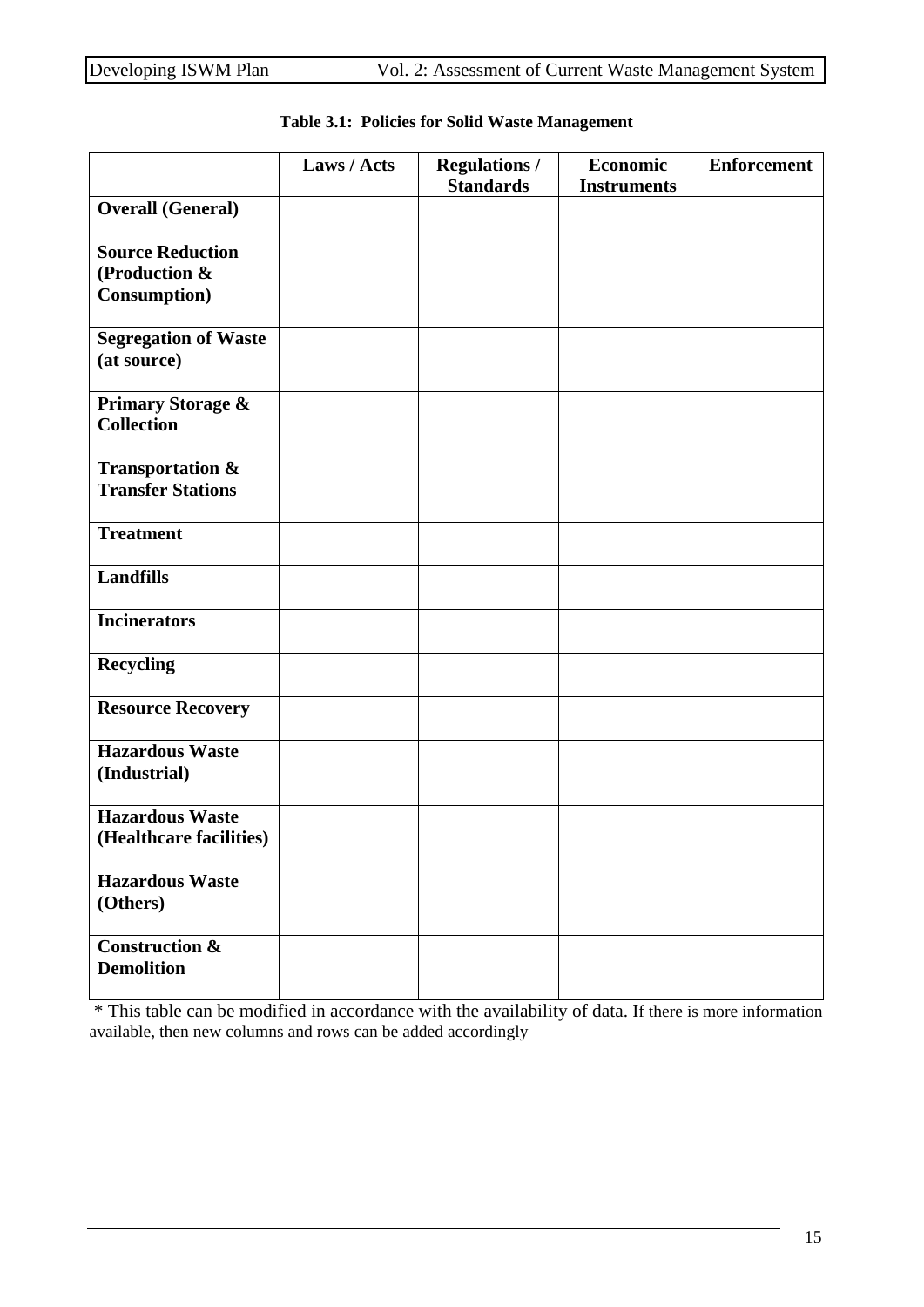**Table 3.1: Policies for Solid Waste Management**

| | Laws / Acts | Regulations / Standards | Economic Instruments | Enforcement |
|---|---|---|---|---|
| **Overall (General)** | | | | |
| **Source Reduction (Production & Consumption)** | | | | |
| **Segregation of Waste (at source)** | | | | |
| **Primary Storage & Collection** | | | | |
| **Transportation & Transfer Stations** | | | | |
| **Treatment** | | | | |
| **Landfills** | | | | |
| **Incinerators** | | | | |
| **Recycling** | | | | |
| **Resource Recovery** | | | | |
| **Hazardous Waste (Industrial)** | | | | |
| **Hazardous Waste (Healthcare facilities)** | | | | |
| **Hazardous Waste (Others)** | | | | |
| **Construction & Demolition** | | | | |

\* This table can be modified in accordance with the availability of data. If there is more information available, then new columns and rows can be added accordingly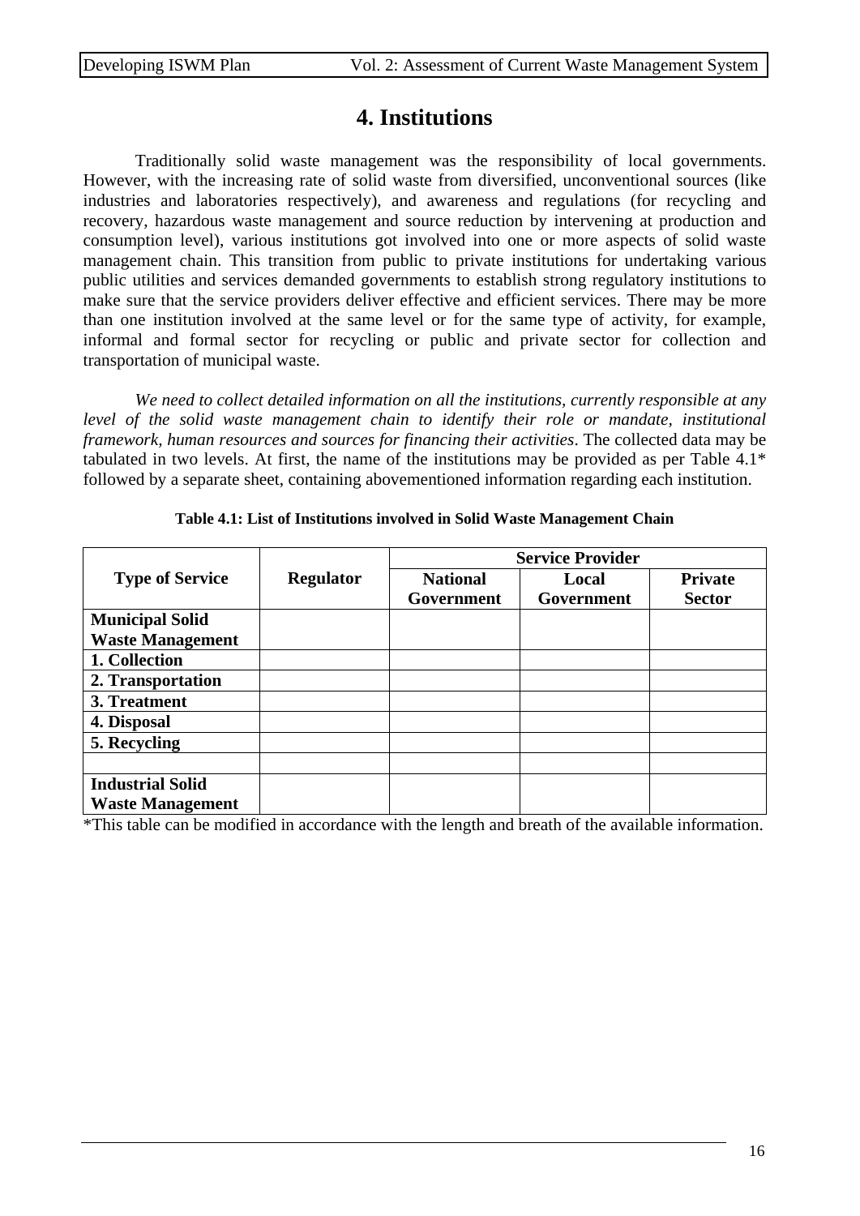# 4. Institutions

Traditionally solid waste management was the responsibility of local governments. However, with the increasing rate of solid waste from diversified, unconventional sources (like industries and laboratories respectively), and awareness and regulations (for recycling and recovery, hazardous waste management and source reduction by intervening at production and consumption level), various institutions got involved into one or more aspects of solid waste management chain. This transition from public to private institutions for undertaking various public utilities and services demanded governments to establish strong regulatory institutions to make sure that the service providers deliver effective and efficient services. There may be more than one institution involved at the same level or for the same type of activity, for example, informal and formal sector for recycling or public and private sector for collection and transportation of municipal waste.

*We need to collect detailed information on all the institutions, currently responsible at any level of the solid waste management chain to identify their role or mandate, institutional framework, human resources and sources for financing their activities*. The collected data may be tabulated in two levels. At first, the name of the institutions may be provided as per Table 4.1* followed by a separate sheet, containing abovementioned information regarding each institution.

**Table 4.1: List of Institutions involved in Solid Waste Management Chain**

| Type of Service | Regulator | Service Provider | | |
|---|---|---|---|---|
| | | **National Government** | **Local Government** | **Private Sector** |
| **Municipal Solid Waste Management** | | | | |
| **1. Collection** | | | | |
| **2. Transportation** | | | | |
| **3. Treatment** | | | | |
| **4. Disposal** | | | | |
| **5. Recycling** | | | | |
| | | | | |
| **Industrial Solid Waste Management** | | | | |

*This table can be modified in accordance with the length and breath of the available information.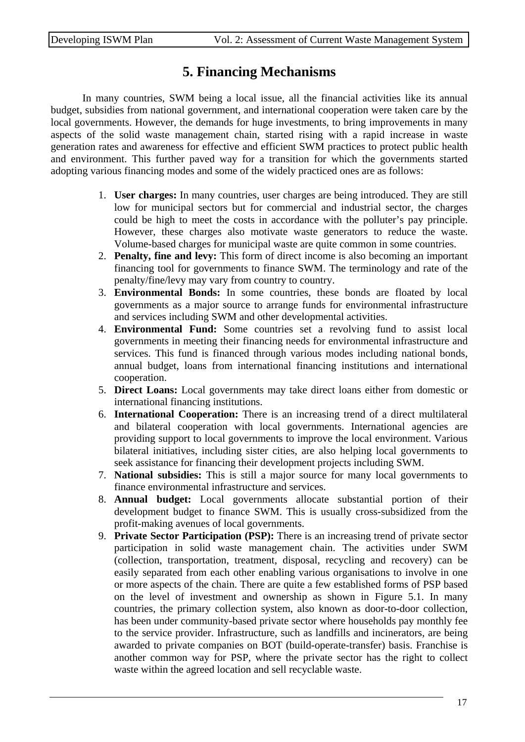# 5. Financing Mechanisms

In many countries, SWM being a local issue, all the financial activities like its annual budget, subsidies from national government, and international cooperation were taken care by the local governments. However, the demands for huge investments, to bring improvements in many aspects of the solid waste management chain, started rising with a rapid increase in waste generation rates and awareness for effective and efficient SWM practices to protect public health and environment. This further paved way for a transition for which the governments started adopting various financing modes and some of the widely practiced ones are as follows:

1. **User charges:** In many countries, user charges are being introduced. They are still low for municipal sectors but for commercial and industrial sector, the charges could be high to meet the costs in accordance with the polluter's pay principle. However, these charges also motivate waste generators to reduce the waste. Volume-based charges for municipal waste are quite common in some countries.
2. **Penalty, fine and levy:** This form of direct income is also becoming an important financing tool for governments to finance SWM. The terminology and rate of the penalty/fine/levy may vary from country to country.
3. **Environmental Bonds:** In some countries, these bonds are floated by local governments as a major source to arrange funds for environmental infrastructure and services including SWM and other developmental activities.
4. **Environmental Fund:** Some countries set a revolving fund to assist local governments in meeting their financing needs for environmental infrastructure and services. This fund is financed through various modes including national bonds, annual budget, loans from international financing institutions and international cooperation.
5. **Direct Loans:** Local governments may take direct loans either from domestic or international financing institutions.
6. **International Cooperation:** There is an increasing trend of a direct multilateral and bilateral cooperation with local governments. International agencies are providing support to local governments to improve the local environment. Various bilateral initiatives, including sister cities, are also helping local governments to seek assistance for financing their development projects including SWM.
7. **National subsidies:** This is still a major source for many local governments to finance environmental infrastructure and services.
8. **Annual budget:** Local governments allocate substantial portion of their development budget to finance SWM. This is usually cross-subsidized from the profit-making avenues of local governments.
9. **Private Sector Participation (PSP):** There is an increasing trend of private sector participation in solid waste management chain. The activities under SWM (collection, transportation, treatment, disposal, recycling and recovery) can be easily separated from each other enabling various organisations to involve in one or more aspects of the chain. There are quite a few established forms of PSP based on the level of investment and ownership as shown in Figure 5.1. In many countries, the primary collection system, also known as door-to-door collection, has been under community-based private sector where households pay monthly fee to the service provider. Infrastructure, such as landfills and incinerators, are being awarded to private companies on BOT (build-operate-transfer) basis. Franchise is another common way for PSP, where the private sector has the right to collect waste within the agreed location and sell recyclable waste.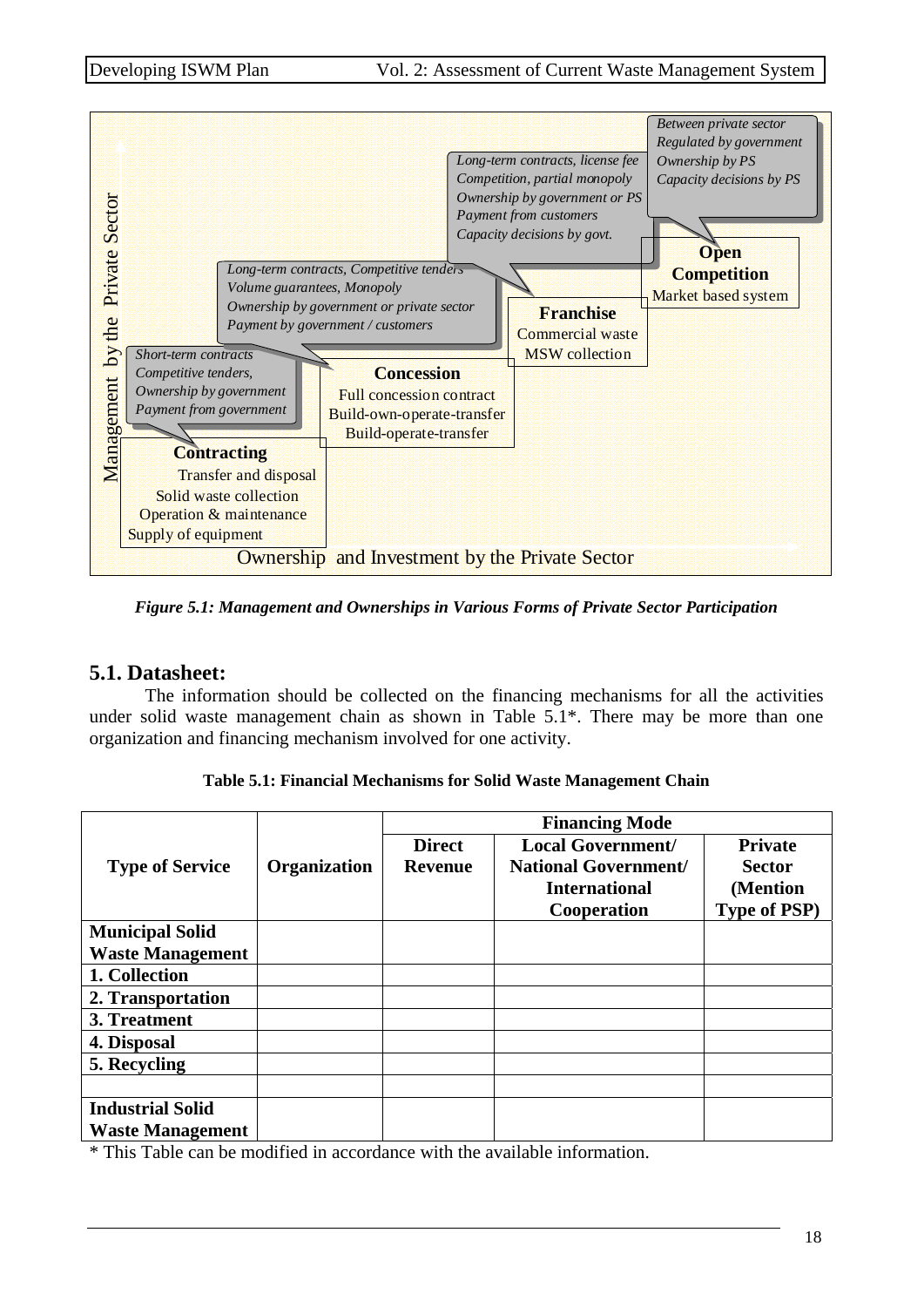Between private sector
Regulated by government
Ownership by PS
Capacity decisions by PS

Long-term contracts, license fee
Competition, partial monopoly
Ownership by government or PS
Payment from customers
Capacity decisions by govt.

**Open Competition**
Market based system

Long-term contracts, Competitive tenders
Volume guarantees, Monopoly
Ownership by government or private sector
Payment by government / customers

**Franchise**
Commercial waste
MSW collection

Short-term contracts
Competitive tenders,
Ownership by government
Payment from government

**Concession**
Full concession contract
Build-own-operate-transfer
Build-operate-transfer

**Contracting**
Transfer and disposal
Solid waste collection
Operation & maintenance
Supply of equipment

Management by the Private Sector

Ownership and Investment by the Private Sector

***Figure 5.1: Management and Ownerships in Various Forms of Private Sector Participation***

## 5.1. Datasheet:

The information should be collected on the financing mechanisms for all the activities under solid waste management chain as shown in Table 5.1*. There may be more than one organization and financing mechanism involved for one activity.

**Table 5.1: Financial Mechanisms for Solid Waste Management Chain**

| Type of Service | Organization | Financing Mode | | |
|---|---|---|---|---|
| | | Direct Revenue | Local Government/ National Government/ International Cooperation | Private Sector (Mention Type of PSP) |
| **Municipal Solid Waste Management** | | | | |
| **1. Collection** | | | | |
| **2. Transportation** | | | | |
| **3. Treatment** | | | | |
| **4. Disposal** | | | | |
| **5. Recycling** | | | | |
| | | | | |
| **Industrial Solid Waste Management** | | | | |

* This Table can be modified in accordance with the available information.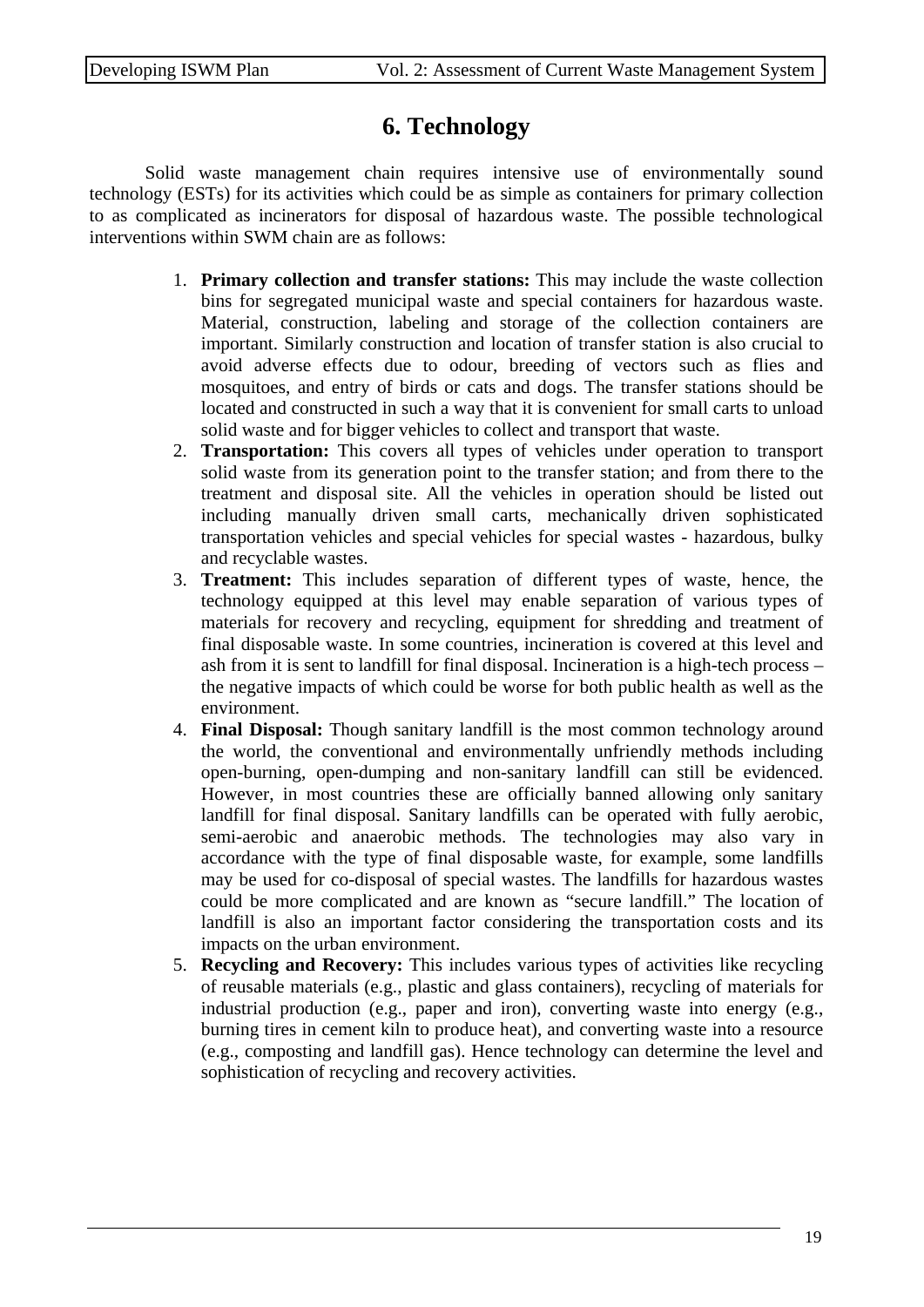# 6. Technology

Solid waste management chain requires intensive use of environmentally sound technology (ESTs) for its activities which could be as simple as containers for primary collection to as complicated as incinerators for disposal of hazardous waste. The possible technological interventions within SWM chain are as follows:

1. **Primary collection and transfer stations:** This may include the waste collection bins for segregated municipal waste and special containers for hazardous waste. Material, construction, labeling and storage of the collection containers are important. Similarly construction and location of transfer station is also crucial to avoid adverse effects due to odour, breeding of vectors such as flies and mosquitoes, and entry of birds or cats and dogs. The transfer stations should be located and constructed in such a way that it is convenient for small carts to unload solid waste and for bigger vehicles to collect and transport that waste.
2. **Transportation:** This covers all types of vehicles under operation to transport solid waste from its generation point to the transfer station; and from there to the treatment and disposal site. All the vehicles in operation should be listed out including manually driven small carts, mechanically driven sophisticated transportation vehicles and special vehicles for special wastes - hazardous, bulky and recyclable wastes.
3. **Treatment:** This includes separation of different types of waste, hence, the technology equipped at this level may enable separation of various types of materials for recovery and recycling, equipment for shredding and treatment of final disposable waste. In some countries, incineration is covered at this level and ash from it is sent to landfill for final disposal. Incineration is a high-tech process – the negative impacts of which could be worse for both public health as well as the environment.
4. **Final Disposal:** Though sanitary landfill is the most common technology around the world, the conventional and environmentally unfriendly methods including open-burning, open-dumping and non-sanitary landfill can still be evidenced. However, in most countries these are officially banned allowing only sanitary landfill for final disposal. Sanitary landfills can be operated with fully aerobic, semi-aerobic and anaerobic methods. The technologies may also vary in accordance with the type of final disposable waste, for example, some landfills may be used for co-disposal of special wastes. The landfills for hazardous wastes could be more complicated and are known as "secure landfill." The location of landfill is also an important factor considering the transportation costs and its impacts on the urban environment.
5. **Recycling and Recovery:** This includes various types of activities like recycling of reusable materials (e.g., plastic and glass containers), recycling of materials for industrial production (e.g., paper and iron), converting waste into energy (e.g., burning tires in cement kiln to produce heat), and converting waste into a resource (e.g., composting and landfill gas). Hence technology can determine the level and sophistication of recycling and recovery activities.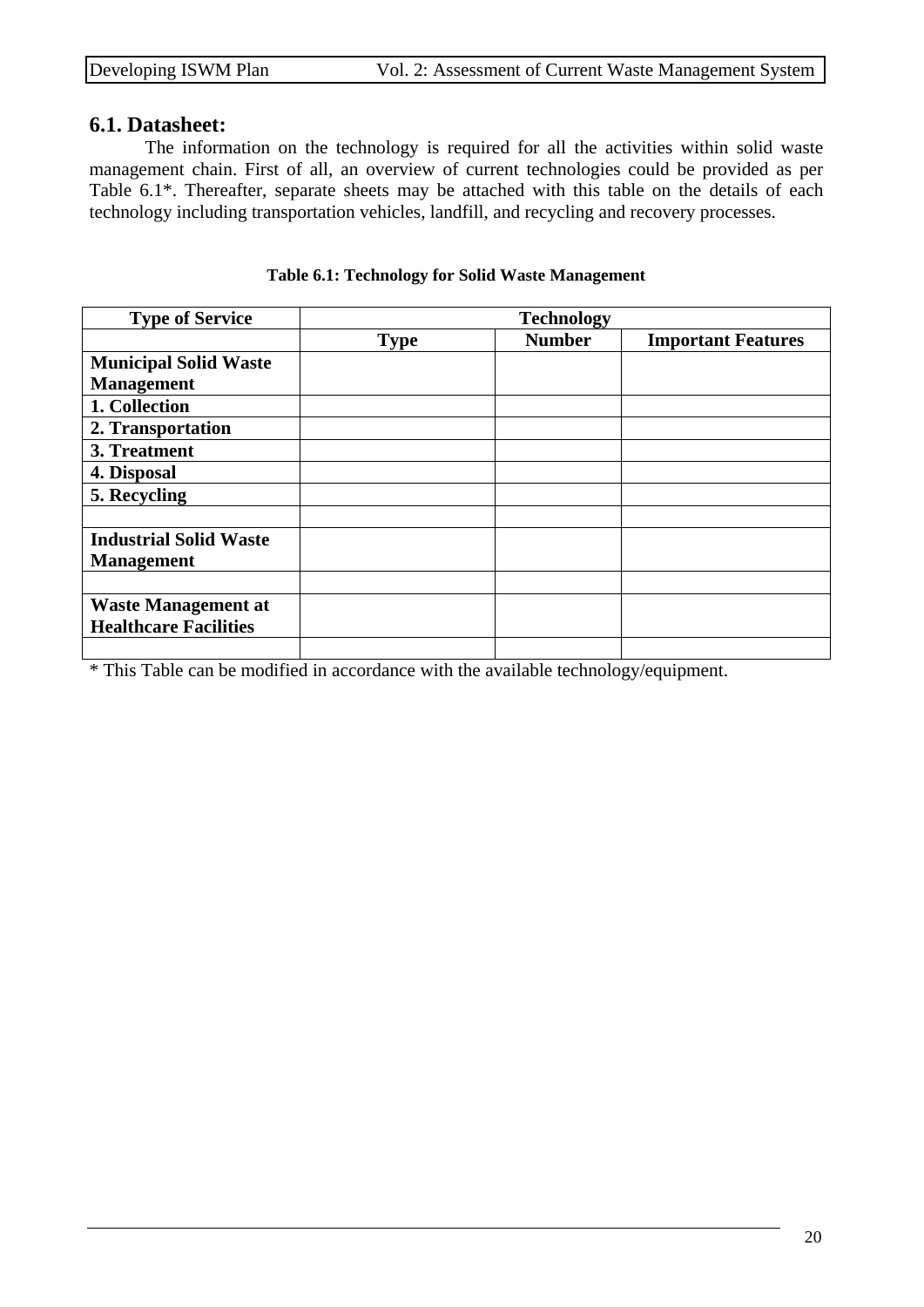## 6.1. Datasheet:

The information on the technology is required for all the activities within solid waste management chain. First of all, an overview of current technologies could be provided as per Table 6.1*. Thereafter, separate sheets may be attached with this table on the details of each technology including transportation vehicles, landfill, and recycling and recovery processes.

**Table 6.1: Technology for Solid Waste Management**

| **Type of Service** | **Technology** | | |
|---|---|---|---|
| | **Type** | **Number** | **Important Features** |
| **Municipal Solid Waste Management** | | | |
| **1. Collection** | | | |
| **2. Transportation** | | | |
| **3. Treatment** | | | |
| **4. Disposal** | | | |
| **5. Recycling** | | | |
| | | | |
| **Industrial Solid Waste Management** | | | |
| | | | |
| **Waste Management at Healthcare Facilities** | | | |
| | | | |

* This Table can be modified in accordance with the available technology/equipment.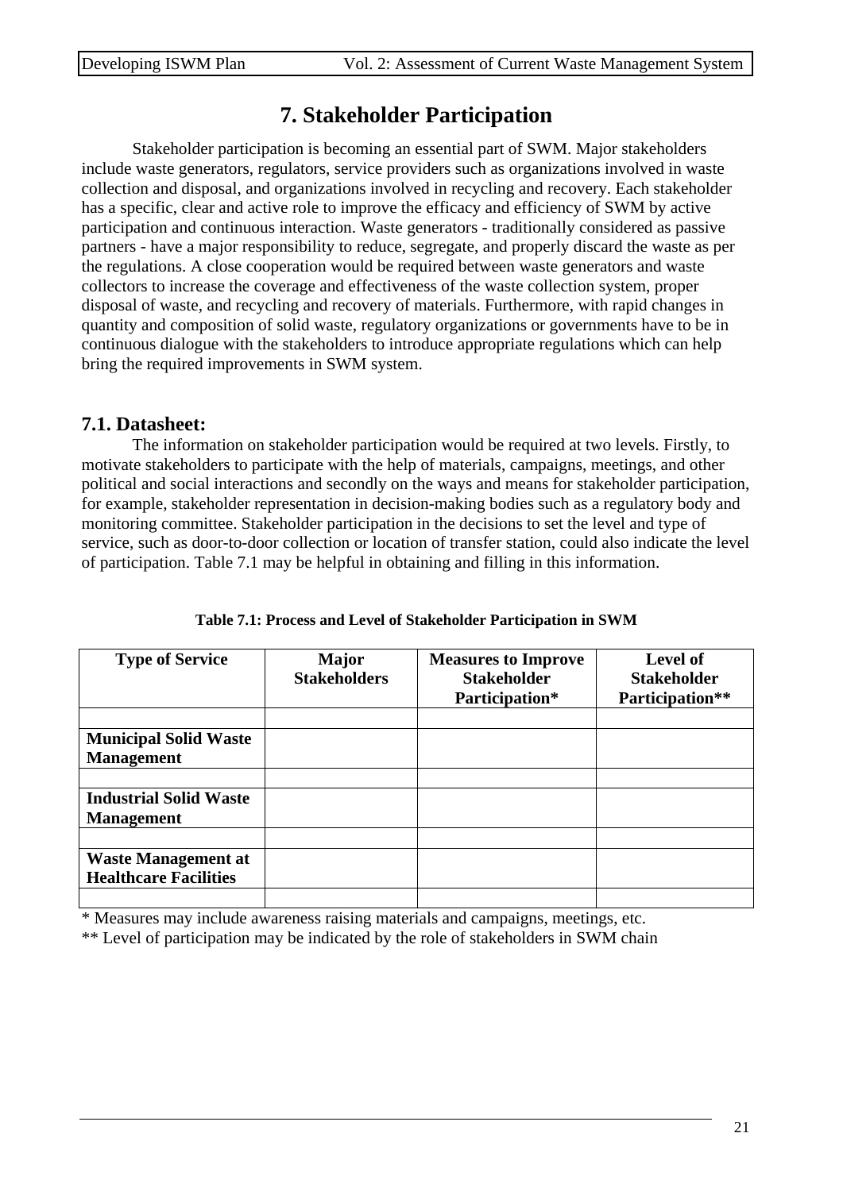# 7. Stakeholder Participation

Stakeholder participation is becoming an essential part of SWM. Major stakeholders include waste generators, regulators, service providers such as organizations involved in waste collection and disposal, and organizations involved in recycling and recovery. Each stakeholder has a specific, clear and active role to improve the efficacy and efficiency of SWM by active participation and continuous interaction. Waste generators - traditionally considered as passive partners - have a major responsibility to reduce, segregate, and properly discard the waste as per the regulations. A close cooperation would be required between waste generators and waste collectors to increase the coverage and effectiveness of the waste collection system, proper disposal of waste, and recycling and recovery of materials. Furthermore, with rapid changes in quantity and composition of solid waste, regulatory organizations or governments have to be in continuous dialogue with the stakeholders to introduce appropriate regulations which can help bring the required improvements in SWM system.

## 7.1. Datasheet:

The information on stakeholder participation would be required at two levels. Firstly, to motivate stakeholders to participate with the help of materials, campaigns, meetings, and other political and social interactions and secondly on the ways and means for stakeholder participation, for example, stakeholder representation in decision-making bodies such as a regulatory body and monitoring committee. Stakeholder participation in the decisions to set the level and type of service, such as door-to-door collection or location of transfer station, could also indicate the level of participation. Table 7.1 may be helpful in obtaining and filling in this information.

**Table 7.1: Process and Level of Stakeholder Participation in SWM**

| Type of Service | Major Stakeholders | Measures to Improve Stakeholder Participation* | Level of Stakeholder Participation** |
|---|---|---|---|
| | | | |
| **Municipal Solid Waste Management** | | | |
| | | | |
| **Industrial Solid Waste Management** | | | |
| | | | |
| **Waste Management at Healthcare Facilities** | | | |
| | | | |

* Measures may include awareness raising materials and campaigns, meetings, etc.

** Level of participation may be indicated by the role of stakeholders in SWM chain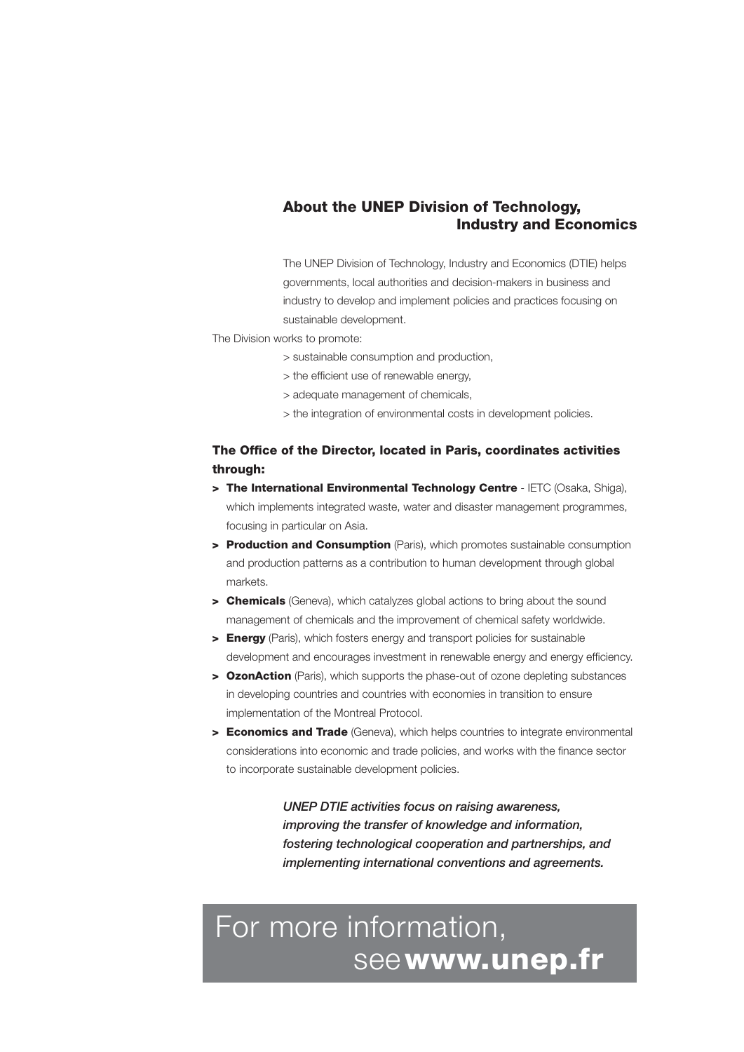## About the UNEP Division of Technology, Industry and Economics

The UNEP Division of Technology, Industry and Economics (DTIE) helps governments, local authorities and decision-makers in business and industry to develop and implement policies and practices focusing on sustainable development.

The Division works to promote:

> sustainable consumption and production,

> the efficient use of renewable energy,

> adequate management of chemicals,

> the integration of environmental costs in development policies.

**The Office of the Director, located in Paris, coordinates activities through:**

- **The International Environmental Technology Centre** - IETC (Osaka, Shiga), which implements integrated waste, water and disaster management programmes, focusing in particular on Asia.
- **Production and Consumption** (Paris), which promotes sustainable consumption and production patterns as a contribution to human development through global markets.
- **Chemicals** (Geneva), which catalyzes global actions to bring about the sound management of chemicals and the improvement of chemical safety worldwide.
- **Energy** (Paris), which fosters energy and transport policies for sustainable development and encourages investment in renewable energy and energy efficiency.
- **OzonAction** (Paris), which supports the phase-out of ozone depleting substances in developing countries and countries with economies in transition to ensure implementation of the Montreal Protocol.
- **Economics and Trade** (Geneva), which helps countries to integrate environmental considerations into economic and trade policies, and works with the finance sector to incorporate sustainable development policies.

***UNEP DTIE activities focus on raising awareness, improving the transfer of knowledge and information, fostering technological cooperation and partnerships, and implementing international conventions and agreements.***

For more information, see **www.unep.fr**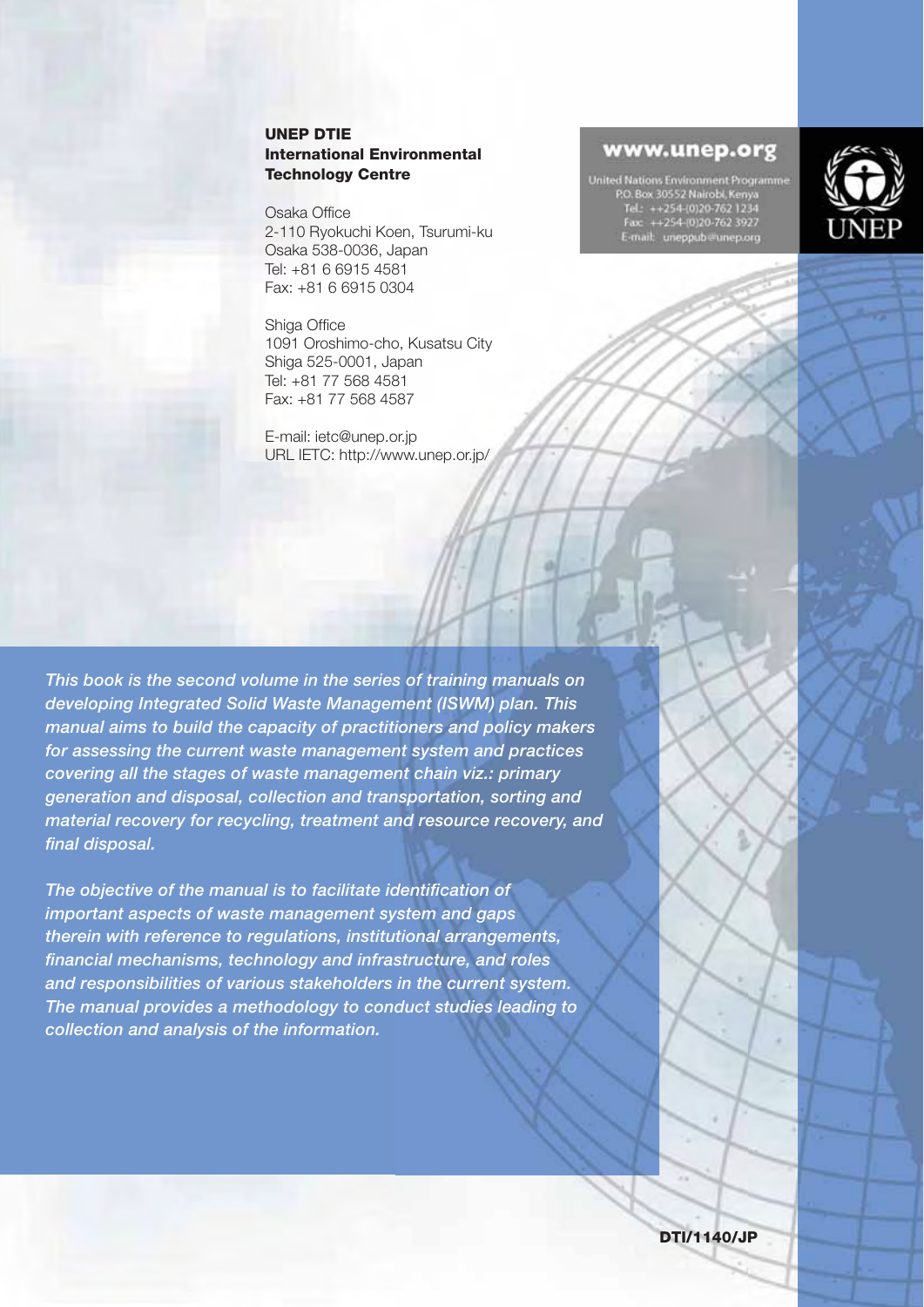**UNEP DTIE**
**International Environmental Technology Centre**

Osaka Office
2-110 Ryokuchi Koen, Tsurumi-ku
Osaka 538-0036, Japan
Tel: +81 6 6915 4581
Fax: +81 6 6915 0304

Shiga Office
1091 Oroshimo-cho, Kusatsu City
Shiga 525-0001, Japan
Tel: +81 77 568 4581
Fax: +81 77 568 4587

E-mail: ietc@unep.or.jp
URL IETC: http://www.unep.or.jp/

**www.unep.org**

United Nations Environment Programme
P.O. Box 30552 Nairobi, Kenya
Tel.: ++254-(0)20-762 1234
Fax: ++254-(0)20-762 3927
E-mail: uneppub@unep.org

UNEP

*This book is the second volume in the series of training manuals on developing Integrated Solid Waste Management (ISWM) plan. This manual aims to build the capacity of practitioners and policy makers for assessing the current waste management system and practices covering all the stages of waste management chain viz.: primary generation and disposal, collection and transportation, sorting and material recovery for recycling, treatment and resource recovery, and final disposal.*

*The objective of the manual is to facilitate identification of important aspects of waste management system and gaps therein with reference to regulations, institutional arrangements, financial mechanisms, technology and infrastructure, and roles and responsibilities of various stakeholders in the current system. The manual provides a methodology to conduct studies leading to collection and analysis of the information.*

**DTI/1140/JP**